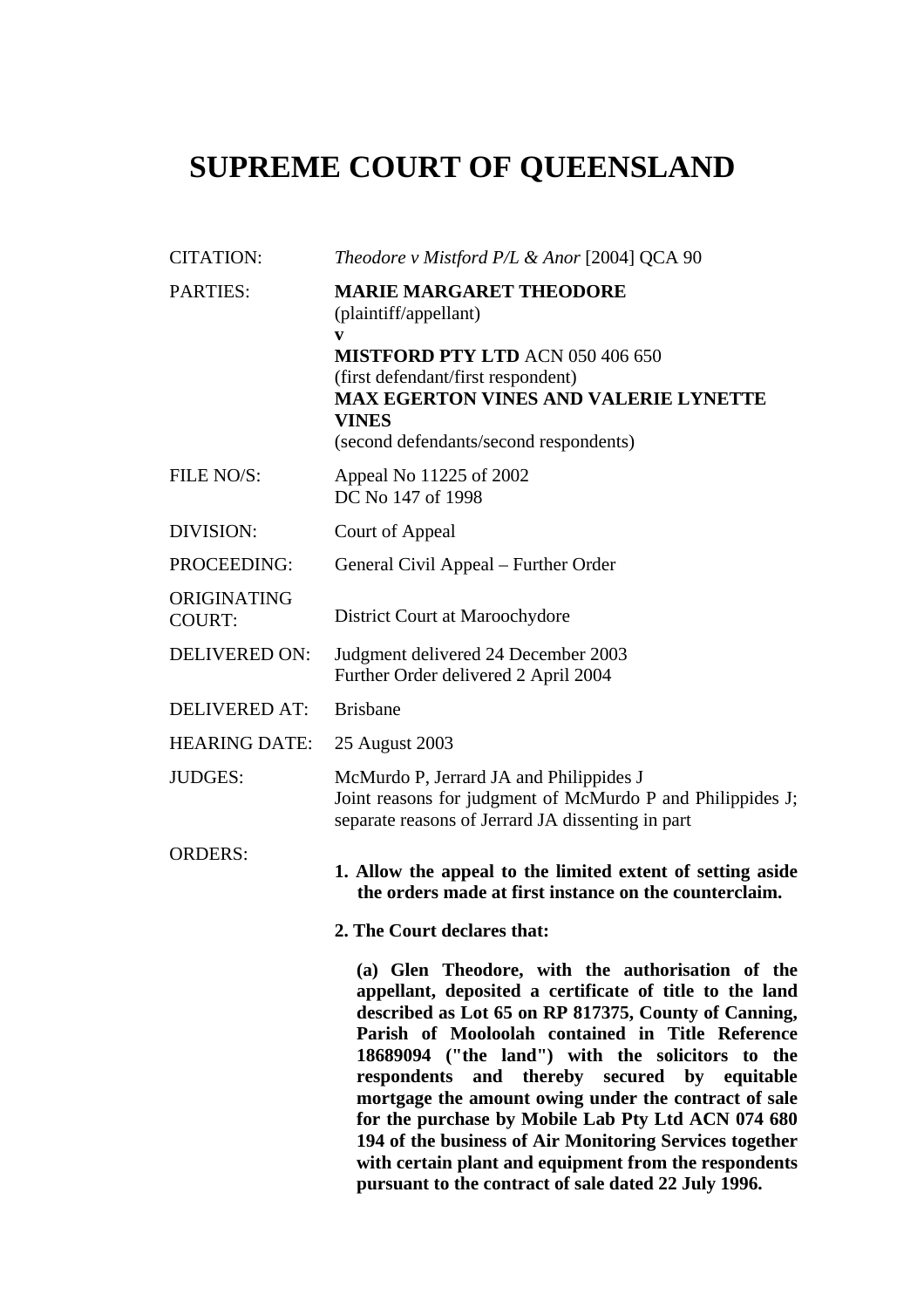# SUPREME COURT OF QUEENSLAND

| | |
|---|---|
| CITATION: | *Theodore v Mistford P/L & Anor* [2004] QCA 90 |
| PARTIES: | **MARIE MARGARET THEODORE**<br>(plaintiff/appellant)<br>**v**<br>**MISTFORD PTY LTD** ACN 050 406 650<br>(first defendant/first respondent)<br>**MAX EGERTON VINES AND VALERIE LYNETTE VINES**<br>(second defendants/second respondents) |
| FILE NO/S: | Appeal No 11225 of 2002<br>DC No 147 of 1998 |
| DIVISION: | Court of Appeal |
| PROCEEDING: | General Civil Appeal – Further Order |
| ORIGINATING COURT: | District Court at Maroochydore |
| DELIVERED ON: | Judgment delivered 24 December 2003<br>Further Order delivered 2 April 2004 |
| DELIVERED AT: | Brisbane |
| HEARING DATE: | 25 August 2003 |
| JUDGES: | McMurdo P, Jerrard JA and Philippides J<br>Joint reasons for judgment of McMurdo P and Philippides J; separate reasons of Jerrard JA dissenting in part |
| ORDERS: | **1. Allow the appeal to the limited extent of setting aside the orders made at first instance on the counterclaim.**<br><br>**2. The Court declares that:**<br><br>**(a) Glen Theodore, with the authorisation of the appellant, deposited a certificate of title to the land described as Lot 65 on RP 817375, County of Canning, Parish of Mooloolah contained in Title Reference 18689094 ("the land") with the solicitors to the respondents and thereby secured by equitable mortgage the amount owing under the contract of sale for the purchase by Mobile Lab Pty Ltd ACN 074 680 194 of the business of Air Monitoring Services together with certain plant and equipment from the respondents pursuant to the contract of sale dated 22 July 1996.** |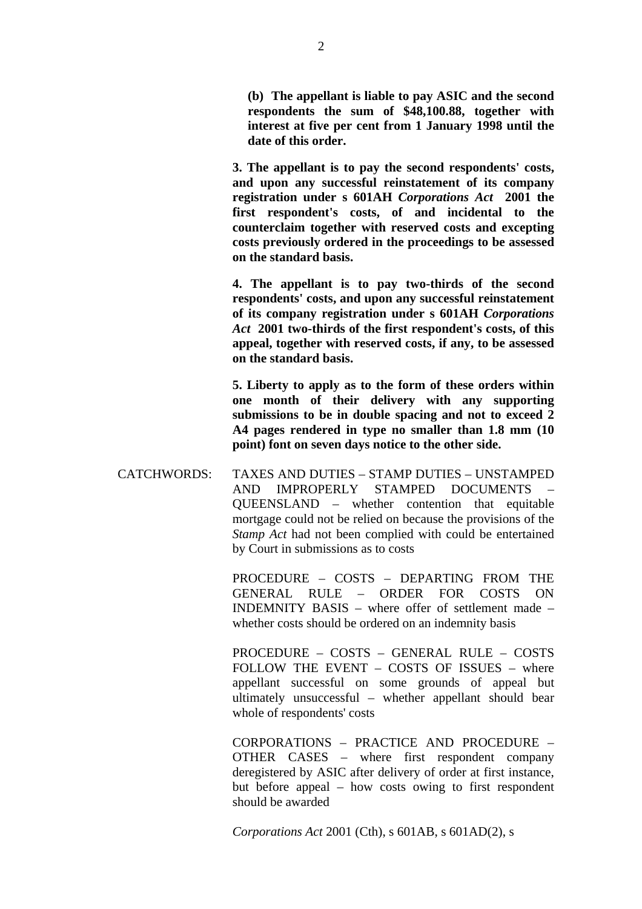**(b) The appellant is liable to pay ASIC and the second respondents the sum of $48,100.88, together with interest at five per cent from 1 January 1998 until the date of this order.**

**3. The appellant is to pay the second respondents' costs, and upon any successful reinstatement of its company registration under s 601AH *Corporations Act* 2001 the first respondent's costs, of and incidental to the counterclaim together with reserved costs and excepting costs previously ordered in the proceedings to be assessed on the standard basis.**

**4. The appellant is to pay two-thirds of the second respondents' costs, and upon any successful reinstatement of its company registration under s 601AH *Corporations Act* 2001 two-thirds of the first respondent's costs, of this appeal, together with reserved costs, if any, to be assessed on the standard basis.**

**5. Liberty to apply as to the form of these orders within one month of their delivery with any supporting submissions to be in double spacing and not to exceed 2 A4 pages rendered in type no smaller than 1.8 mm (10 point) font on seven days notice to the other side.**

CATCHWORDS: TAXES AND DUTIES – STAMP DUTIES – UNSTAMPED AND IMPROPERLY STAMPED DOCUMENTS – QUEENSLAND – whether contention that equitable mortgage could not be relied on because the provisions of the *Stamp Act* had not been complied with could be entertained by Court in submissions as to costs

PROCEDURE – COSTS – DEPARTING FROM THE GENERAL RULE – ORDER FOR COSTS ON INDEMNITY BASIS – where offer of settlement made – whether costs should be ordered on an indemnity basis

PROCEDURE – COSTS – GENERAL RULE – COSTS FOLLOW THE EVENT – COSTS OF ISSUES – where appellant successful on some grounds of appeal but ultimately unsuccessful – whether appellant should bear whole of respondents' costs

CORPORATIONS – PRACTICE AND PROCEDURE – OTHER CASES – where first respondent company deregistered by ASIC after delivery of order at first instance, but before appeal – how costs owing to first respondent should be awarded

*Corporations Act* 2001 (Cth), s 601AB, s 601AD(2), s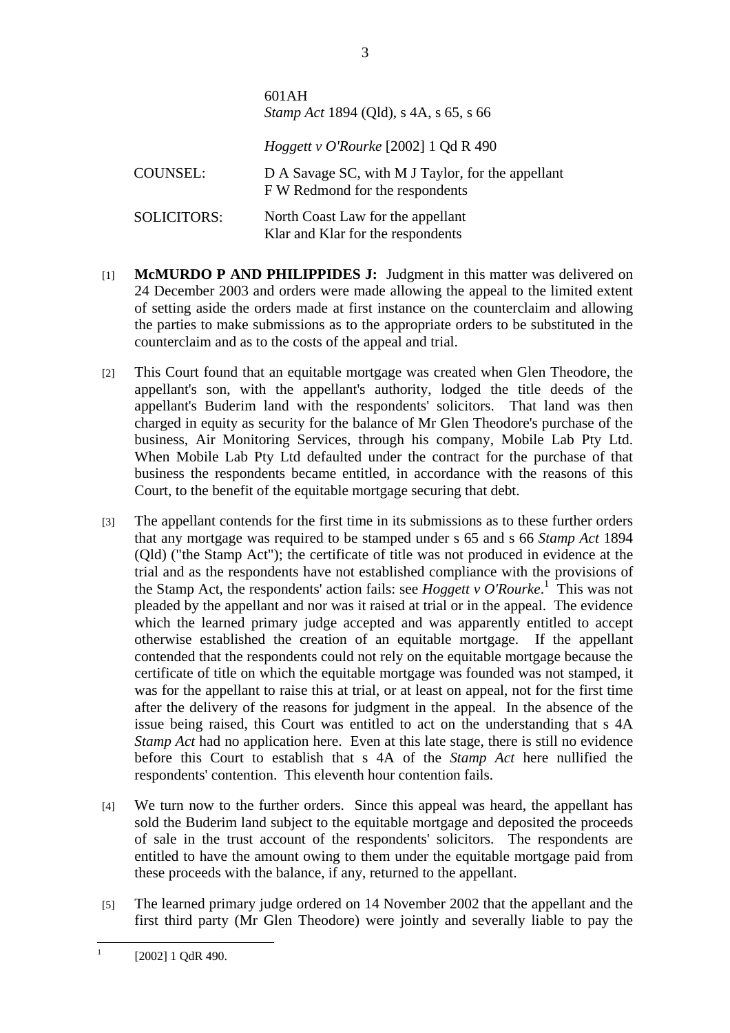601AH
*Stamp Act* 1894 (Qld), s 4A, s 65, s 66

*Hoggett v O'Rourke* [2002] 1 Qd R 490

| | |
|---|---|
| COUNSEL: | D A Savage SC, with M J Taylor, for the appellant<br>F W Redmond for the respondents |
| SOLICITORS: | North Coast Law for the appellant<br>Klar and Klar for the respondents |

[1] **McMURDO P AND PHILIPPIDES J:** Judgment in this matter was delivered on 24 December 2003 and orders were made allowing the appeal to the limited extent of setting aside the orders made at first instance on the counterclaim and allowing the parties to make submissions as to the appropriate orders to be substituted in the counterclaim and as to the costs of the appeal and trial.

[2] This Court found that an equitable mortgage was created when Glen Theodore, the appellant's son, with the appellant's authority, lodged the title deeds of the appellant's Buderim land with the respondents' solicitors. That land was then charged in equity as security for the balance of Mr Glen Theodore's purchase of the business, Air Monitoring Services, through his company, Mobile Lab Pty Ltd. When Mobile Lab Pty Ltd defaulted under the contract for the purchase of that business the respondents became entitled, in accordance with the reasons of this Court, to the benefit of the equitable mortgage securing that debt.

[3] The appellant contends for the first time in its submissions as to these further orders that any mortgage was required to be stamped under s 65 and s 66 *Stamp Act* 1894 (Qld) ("the Stamp Act"); the certificate of title was not produced in evidence at the trial and as the respondents have not established compliance with the provisions of the Stamp Act, the respondents' action fails: see *Hoggett v O'Rourke*.[1] This was not pleaded by the appellant and nor was it raised at trial or in the appeal. The evidence which the learned primary judge accepted and was apparently entitled to accept otherwise established the creation of an equitable mortgage. If the appellant contended that the respondents could not rely on the equitable mortgage because the certificate of title on which the equitable mortgage was founded was not stamped, it was for the appellant to raise this at trial, or at least on appeal, not for the first time after the delivery of the reasons for judgment in the appeal. In the absence of the issue being raised, this Court was entitled to act on the understanding that s 4A *Stamp Act* had no application here. Even at this late stage, there is still no evidence before this Court to establish that s 4A of the *Stamp Act* here nullified the respondents' contention. This eleventh hour contention fails.

[4] We turn now to the further orders. Since this appeal was heard, the appellant has sold the Buderim land subject to the equitable mortgage and deposited the proceeds of sale in the trust account of the respondents' solicitors. The respondents are entitled to have the amount owing to them under the equitable mortgage paid from these proceeds with the balance, if any, returned to the appellant.

[5] The learned primary judge ordered on 14 November 2002 that the appellant and the first third party (Mr Glen Theodore) were jointly and severally liable to pay the

[1] [2002] 1 QdR 490.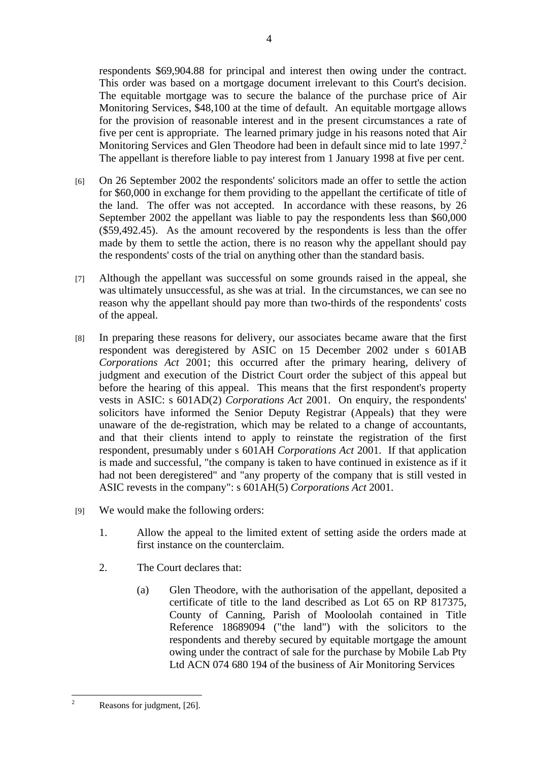respondents $69,904.88 for principal and interest then owing under the contract. This order was based on a mortgage document irrelevant to this Court's decision. The equitable mortgage was to secure the balance of the purchase price of Air Monitoring Services, $48,100 at the time of default. An equitable mortgage allows for the provision of reasonable interest and in the present circumstances a rate of five per cent is appropriate. The learned primary judge in his reasons noted that Air Monitoring Services and Glen Theodore had been in default since mid to late 1997.[2] The appellant is therefore liable to pay interest from 1 January 1998 at five per cent.

[6] On 26 September 2002 the respondents' solicitors made an offer to settle the action for $60,000 in exchange for them providing to the appellant the certificate of title of the land. The offer was not accepted. In accordance with these reasons, by 26 September 2002 the appellant was liable to pay the respondents less than $60,000 ($59,492.45). As the amount recovered by the respondents is less than the offer made by them to settle the action, there is no reason why the appellant should pay the respondents' costs of the trial on anything other than the standard basis.

[7] Although the appellant was successful on some grounds raised in the appeal, she was ultimately unsuccessful, as she was at trial. In the circumstances, we can see no reason why the appellant should pay more than two-thirds of the respondents' costs of the appeal.

[8] In preparing these reasons for delivery, our associates became aware that the first respondent was deregistered by ASIC on 15 December 2002 under s 601AB *Corporations Act* 2001; this occurred after the primary hearing, delivery of judgment and execution of the District Court order the subject of this appeal but before the hearing of this appeal. This means that the first respondent's property vests in ASIC: s 601AD(2) *Corporations Act* 2001. On enquiry, the respondents' solicitors have informed the Senior Deputy Registrar (Appeals) that they were unaware of the de-registration, which may be related to a change of accountants, and that their clients intend to apply to reinstate the registration of the first respondent, presumably under s 601AH *Corporations Act* 2001. If that application is made and successful, "the company is taken to have continued in existence as if it had not been deregistered" and "any property of the company that is still vested in ASIC revests in the company": s 601AH(5) *Corporations Act* 2001.

[9] We would make the following orders:

1. Allow the appeal to the limited extent of setting aside the orders made at first instance on the counterclaim.

2. The Court declares that:

   (a) Glen Theodore, with the authorisation of the appellant, deposited a certificate of title to the land described as Lot 65 on RP 817375, County of Canning, Parish of Mooloolah contained in Title Reference 18689094 ("the land") with the solicitors to the respondents and thereby secured by equitable mortgage the amount owing under the contract of sale for the purchase by Mobile Lab Pty Ltd ACN 074 680 194 of the business of Air Monitoring Services

---

[2] Reasons for judgment, [26].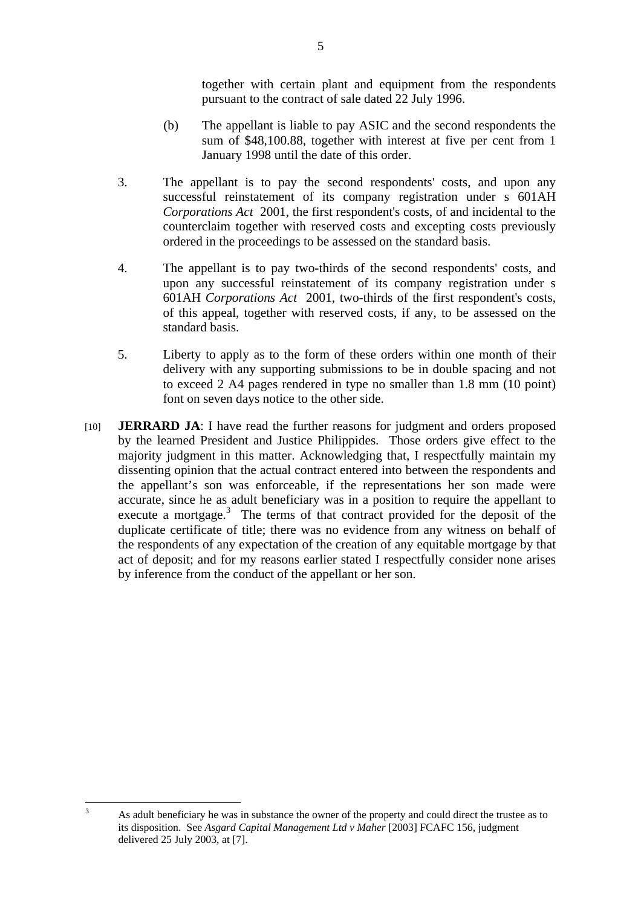together with certain plant and equipment from the respondents pursuant to the contract of sale dated 22 July 1996.

(b) The appellant is liable to pay ASIC and the second respondents the sum of $48,100.88, together with interest at five per cent from 1 January 1998 until the date of this order.

3. The appellant is to pay the second respondents' costs, and upon any successful reinstatement of its company registration under s 601AH *Corporations Act* 2001, the first respondent's costs, of and incidental to the counterclaim together with reserved costs and excepting costs previously ordered in the proceedings to be assessed on the standard basis.

4. The appellant is to pay two-thirds of the second respondents' costs, and upon any successful reinstatement of its company registration under s 601AH *Corporations Act* 2001, two-thirds of the first respondent's costs, of this appeal, together with reserved costs, if any, to be assessed on the standard basis.

5. Liberty to apply as to the form of these orders within one month of their delivery with any supporting submissions to be in double spacing and not to exceed 2 A4 pages rendered in type no smaller than 1.8 mm (10 point) font on seven days notice to the other side.

[10] **JERRARD JA**: I have read the further reasons for judgment and orders proposed by the learned President and Justice Philippides. Those orders give effect to the majority judgment in this matter. Acknowledging that, I respectfully maintain my dissenting opinion that the actual contract entered into between the respondents and the appellant's son was enforceable, if the representations her son made were accurate, since he as adult beneficiary was in a position to require the appellant to execute a mortgage.[3] The terms of that contract provided for the deposit of the duplicate certificate of title; there was no evidence from any witness on behalf of the respondents of any expectation of the creation of any equitable mortgage by that act of deposit; and for my reasons earlier stated I respectfully consider none arises by inference from the conduct of the appellant or her son.

---

[3] As adult beneficiary he was in substance the owner of the property and could direct the trustee as to its disposition. See *Asgard Capital Management Ltd v Maher* [2003] FCAFC 156, judgment delivered 25 July 2003, at [7].